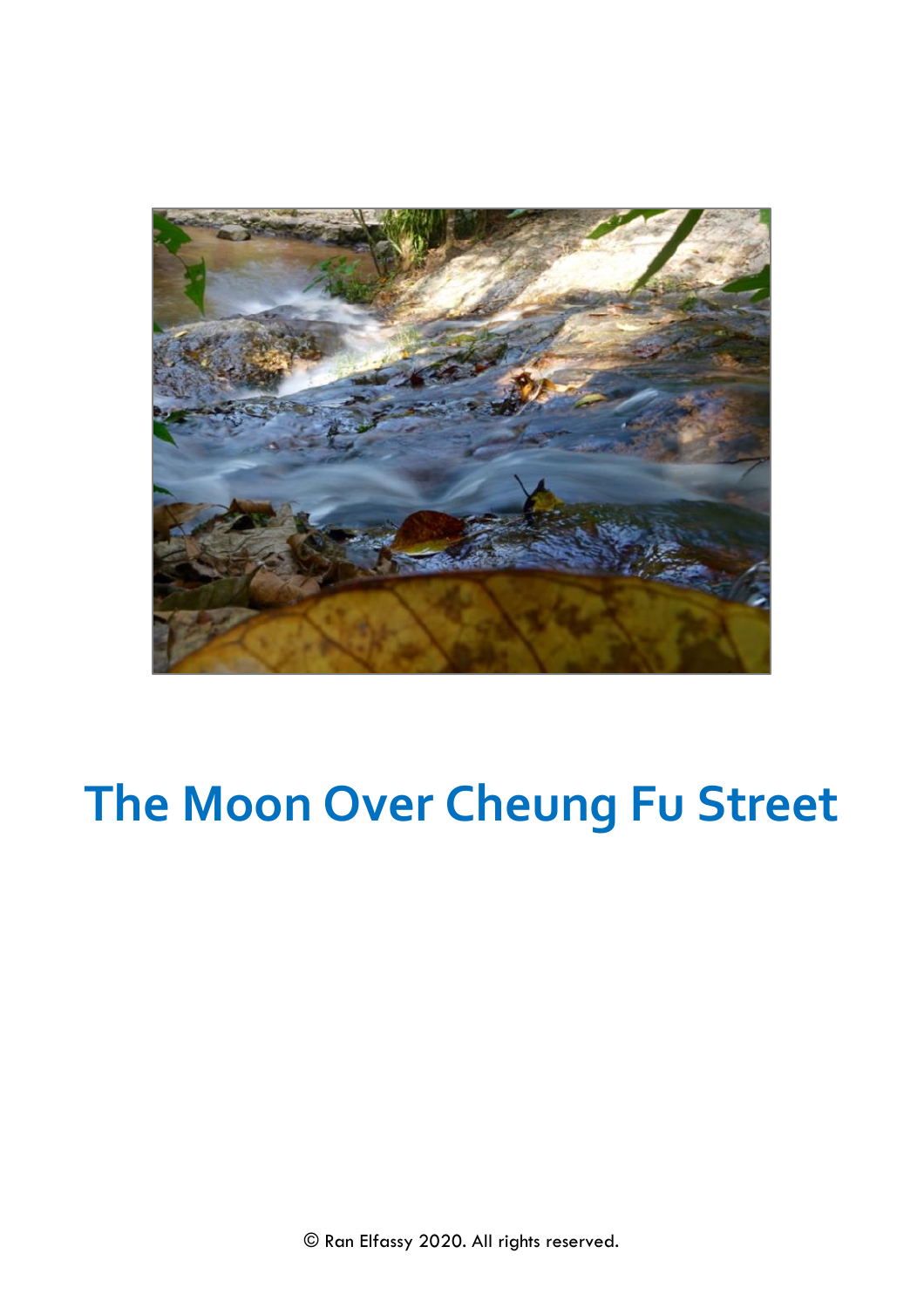# The Moon Over Cheung Fu Street

© Ran Elfassy 2020. All rights reserved.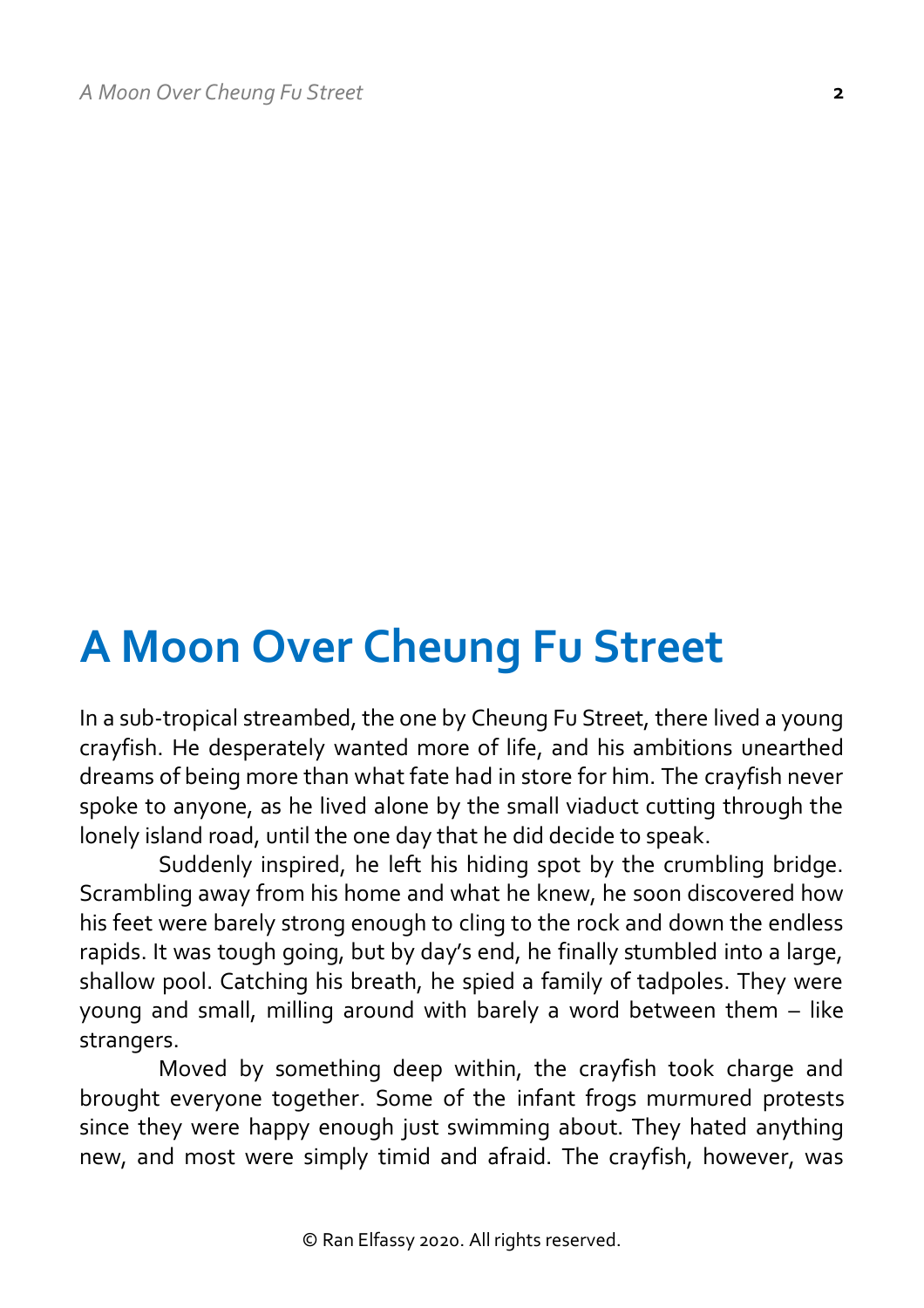# A Moon Over Cheung Fu Street

In a sub-tropical streambed, the one by Cheung Fu Street, there lived a young crayfish. He desperately wanted more of life, and his ambitions unearthed dreams of being more than what fate had in store for him. The crayfish never spoke to anyone, as he lived alone by the small viaduct cutting through the lonely island road, until the one day that he did decide to speak.

Suddenly inspired, he left his hiding spot by the crumbling bridge. Scrambling away from his home and what he knew, he soon discovered how his feet were barely strong enough to cling to the rock and down the endless rapids. It was tough going, but by day's end, he finally stumbled into a large, shallow pool. Catching his breath, he spied a family of tadpoles. They were young and small, milling around with barely a word between them – like strangers.

Moved by something deep within, the crayfish took charge and brought everyone together. Some of the infant frogs murmured protests since they were happy enough just swimming about. They hated anything new, and most were simply timid and afraid. The crayfish, however, was

© Ran Elfassy 2020. All rights reserved.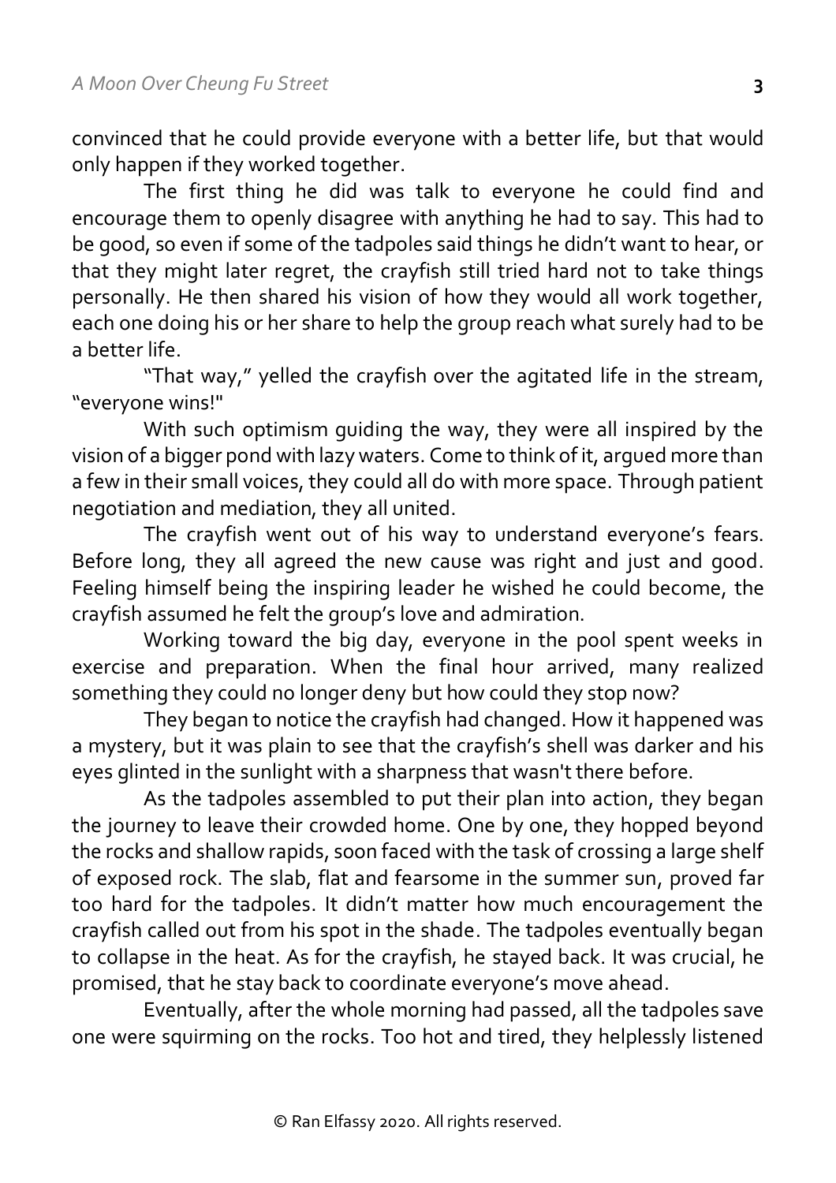convinced that he could provide everyone with a better life, but that would only happen if they worked together.

The first thing he did was talk to everyone he could find and encourage them to openly disagree with anything he had to say. This had to be good, so even if some of the tadpoles said things he didn't want to hear, or that they might later regret, the crayfish still tried hard not to take things personally. He then shared his vision of how they would all work together, each one doing his or her share to help the group reach what surely had to be a better life.

"That way," yelled the crayfish over the agitated life in the stream, "everyone wins!"

With such optimism guiding the way, they were all inspired by the vision of a bigger pond with lazy waters. Come to think of it, argued more than a few in their small voices, they could all do with more space. Through patient negotiation and mediation, they all united.

The crayfish went out of his way to understand everyone's fears. Before long, they all agreed the new cause was right and just and good. Feeling himself being the inspiring leader he wished he could become, the crayfish assumed he felt the group's love and admiration.

Working toward the big day, everyone in the pool spent weeks in exercise and preparation. When the final hour arrived, many realized something they could no longer deny but how could they stop now?

They began to notice the crayfish had changed. How it happened was a mystery, but it was plain to see that the crayfish's shell was darker and his eyes glinted in the sunlight with a sharpness that wasn't there before.

As the tadpoles assembled to put their plan into action, they began the journey to leave their crowded home. One by one, they hopped beyond the rocks and shallow rapids, soon faced with the task of crossing a large shelf of exposed rock. The slab, flat and fearsome in the summer sun, proved far too hard for the tadpoles. It didn't matter how much encouragement the crayfish called out from his spot in the shade. The tadpoles eventually began to collapse in the heat. As for the crayfish, he stayed back. It was crucial, he promised, that he stay back to coordinate everyone's move ahead.

Eventually, after the whole morning had passed, all the tadpoles save one were squirming on the rocks. Too hot and tired, they helplessly listened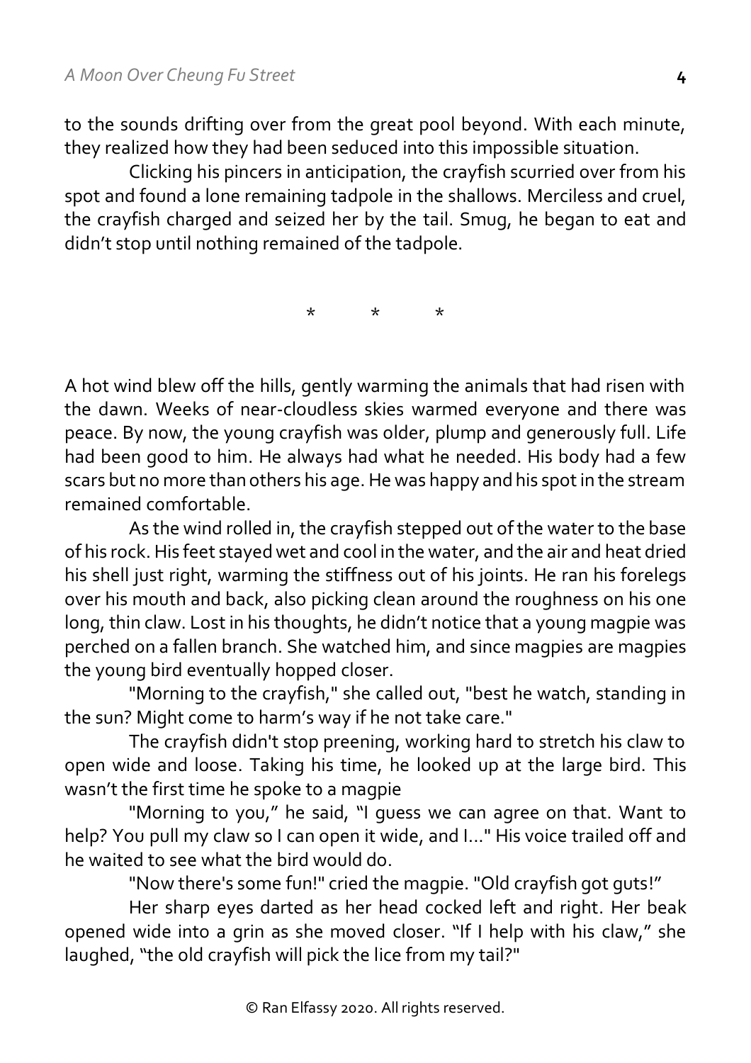to the sounds drifting over from the great pool beyond. With each minute, they realized how they had been seduced into this impossible situation.

Clicking his pincers in anticipation, the crayfish scurried over from his spot and found a lone remaining tadpole in the shallows. Merciless and cruel, the crayfish charged and seized her by the tail. Smug, he began to eat and didn't stop until nothing remained of the tadpole.

\*     \*     \*

A hot wind blew off the hills, gently warming the animals that had risen with the dawn. Weeks of near-cloudless skies warmed everyone and there was peace. By now, the young crayfish was older, plump and generously full. Life had been good to him. He always had what he needed. His body had a few scars but no more than others his age. He was happy and his spot in the stream remained comfortable.

As the wind rolled in, the crayfish stepped out of the water to the base of his rock. His feet stayed wet and cool in the water, and the air and heat dried his shell just right, warming the stiffness out of his joints. He ran his forelegs over his mouth and back, also picking clean around the roughness on his one long, thin claw. Lost in his thoughts, he didn't notice that a young magpie was perched on a fallen branch. She watched him, and since magpies are magpies the young bird eventually hopped closer.

"Morning to the crayfish," she called out, "best he watch, standing in the sun? Might come to harm's way if he not take care."

The crayfish didn't stop preening, working hard to stretch his claw to open wide and loose. Taking his time, he looked up at the large bird. This wasn't the first time he spoke to a magpie

"Morning to you," he said, "I guess we can agree on that. Want to help? You pull my claw so I can open it wide, and I..." His voice trailed off and he waited to see what the bird would do.

"Now there's some fun!" cried the magpie. "Old crayfish got guts!"

Her sharp eyes darted as her head cocked left and right. Her beak opened wide into a grin as she moved closer. "If I help with his claw," she laughed, "the old crayfish will pick the lice from my tail?"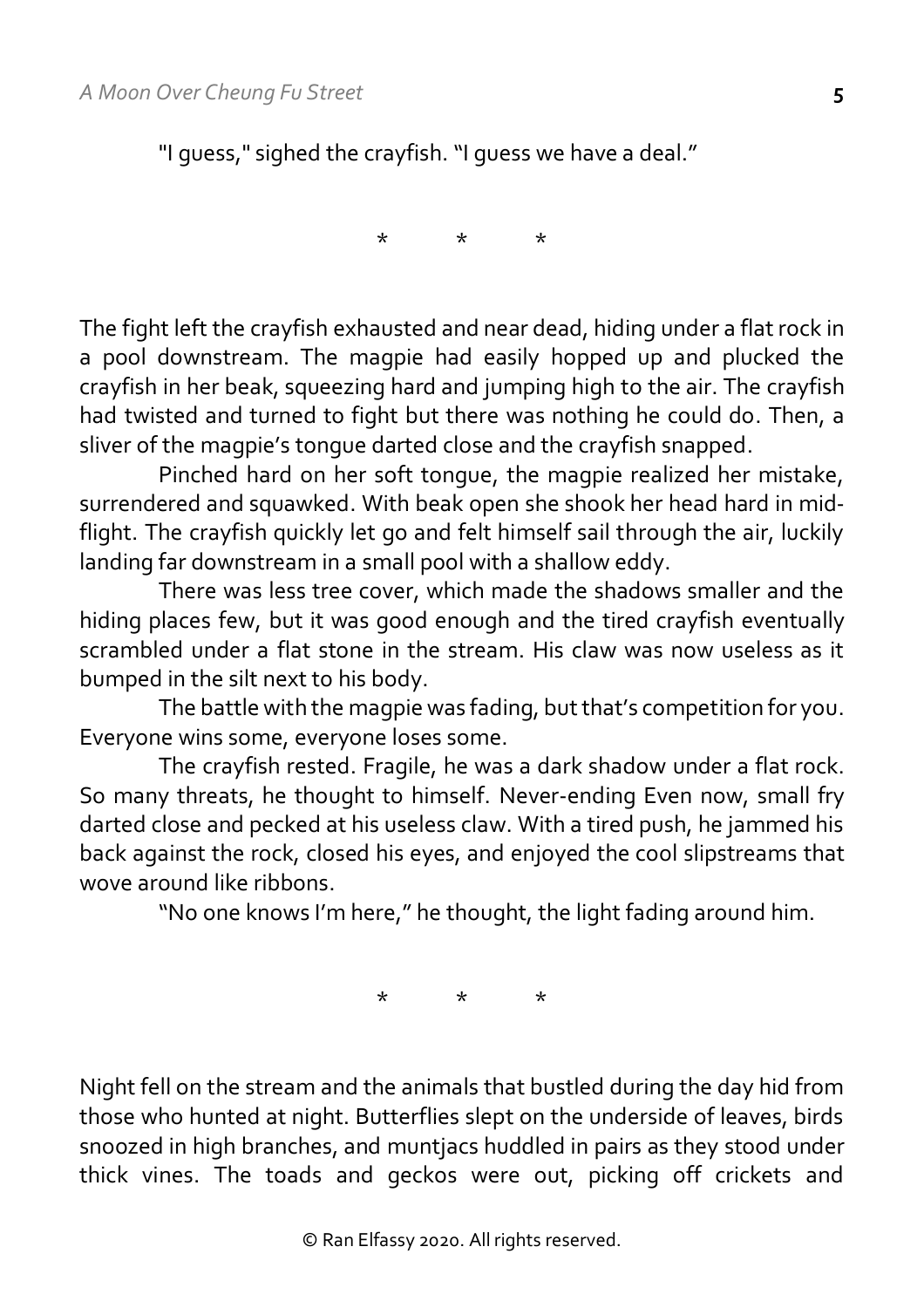"I guess," sighed the crayfish. "I guess we have a deal."

\*          \*          \*

The fight left the crayfish exhausted and near dead, hiding under a flat rock in a pool downstream. The magpie had easily hopped up and plucked the crayfish in her beak, squeezing hard and jumping high to the air. The crayfish had twisted and turned to fight but there was nothing he could do. Then, a sliver of the magpie's tongue darted close and the crayfish snapped.

Pinched hard on her soft tongue, the magpie realized her mistake, surrendered and squawked. With beak open she shook her head hard in mid-flight. The crayfish quickly let go and felt himself sail through the air, luckily landing far downstream in a small pool with a shallow eddy.

There was less tree cover, which made the shadows smaller and the hiding places few, but it was good enough and the tired crayfish eventually scrambled under a flat stone in the stream. His claw was now useless as it bumped in the silt next to his body.

The battle with the magpie was fading, but that's competition for you. Everyone wins some, everyone loses some.

The crayfish rested. Fragile, he was a dark shadow under a flat rock. So many threats, he thought to himself. Never-ending Even now, small fry darted close and pecked at his useless claw. With a tired push, he jammed his back against the rock, closed his eyes, and enjoyed the cool slipstreams that wove around like ribbons.

"No one knows I'm here," he thought, the light fading around him.

\*          \*          \*

Night fell on the stream and the animals that bustled during the day hid from those who hunted at night. Butterflies slept on the underside of leaves, birds snoozed in high branches, and muntjacs huddled in pairs as they stood under thick vines. The toads and geckos were out, picking off crickets and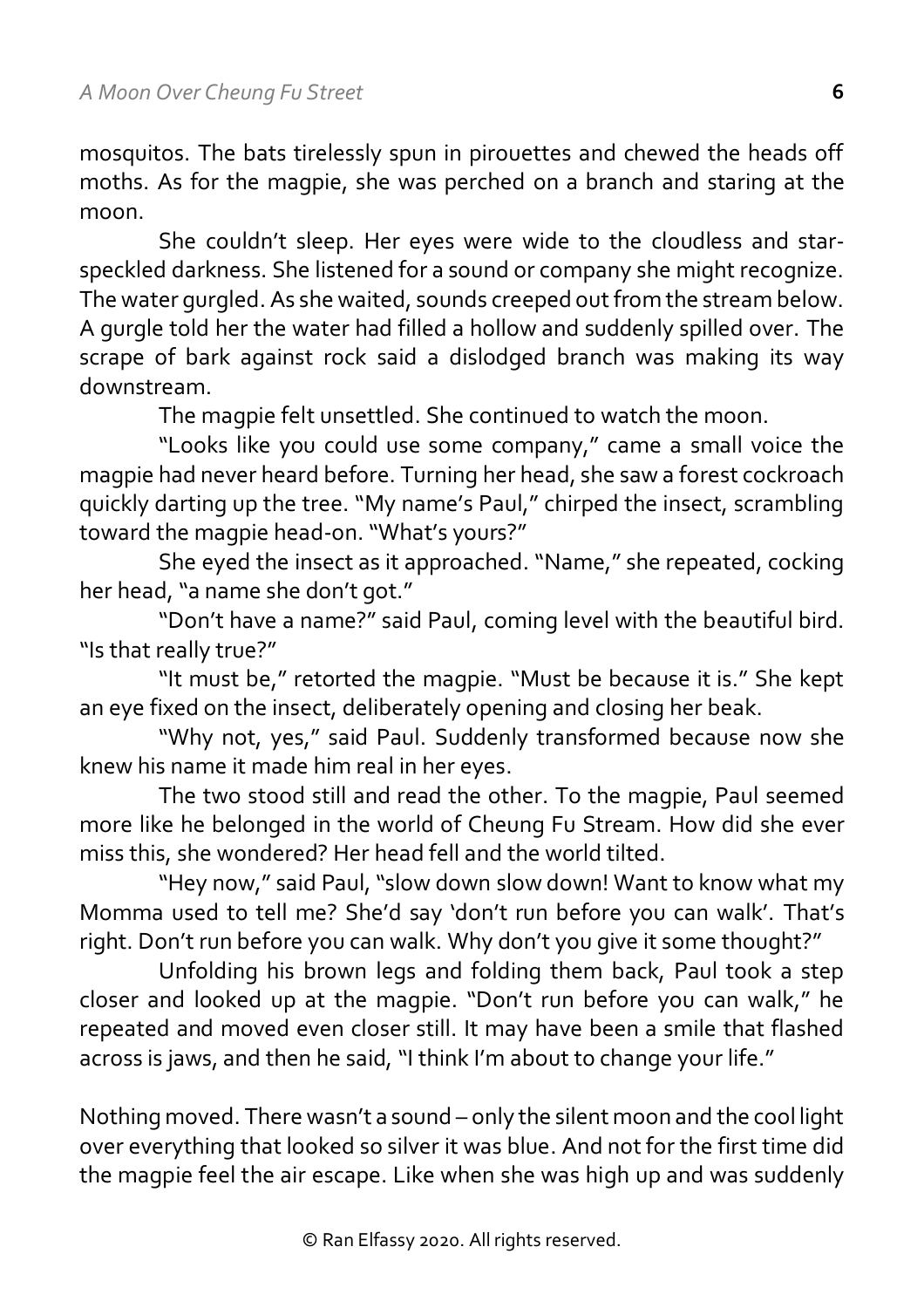mosquitos. The bats tirelessly spun in pirouettes and chewed the heads off moths. As for the magpie, she was perched on a branch and staring at the moon.

She couldn't sleep. Her eyes were wide to the cloudless and star-speckled darkness. She listened for a sound or company she might recognize. The water gurgled. As she waited, sounds creeped out from the stream below. A gurgle told her the water had filled a hollow and suddenly spilled over. The scrape of bark against rock said a dislodged branch was making its way downstream.

The magpie felt unsettled. She continued to watch the moon.

"Looks like you could use some company," came a small voice the magpie had never heard before. Turning her head, she saw a forest cockroach quickly darting up the tree. "My name's Paul," chirped the insect, scrambling toward the magpie head-on. "What's yours?"

She eyed the insect as it approached. "Name," she repeated, cocking her head, "a name she don't got."

"Don't have a name?" said Paul, coming level with the beautiful bird. "Is that really true?"

"It must be," retorted the magpie. "Must be because it is." She kept an eye fixed on the insect, deliberately opening and closing her beak.

"Why not, yes," said Paul. Suddenly transformed because now she knew his name it made him real in her eyes.

The two stood still and read the other. To the magpie, Paul seemed more like he belonged in the world of Cheung Fu Stream. How did she ever miss this, she wondered? Her head fell and the world tilted.

"Hey now," said Paul, "slow down slow down! Want to know what my Momma used to tell me? She'd say 'don't run before you can walk'. That's right. Don't run before you can walk. Why don't you give it some thought?"

Unfolding his brown legs and folding them back, Paul took a step closer and looked up at the magpie. "Don't run before you can walk," he repeated and moved even closer still. It may have been a smile that flashed across is jaws, and then he said, "I think I'm about to change your life."

Nothing moved. There wasn't a sound – only the silent moon and the cool light over everything that looked so silver it was blue. And not for the first time did the magpie feel the air escape. Like when she was high up and was suddenly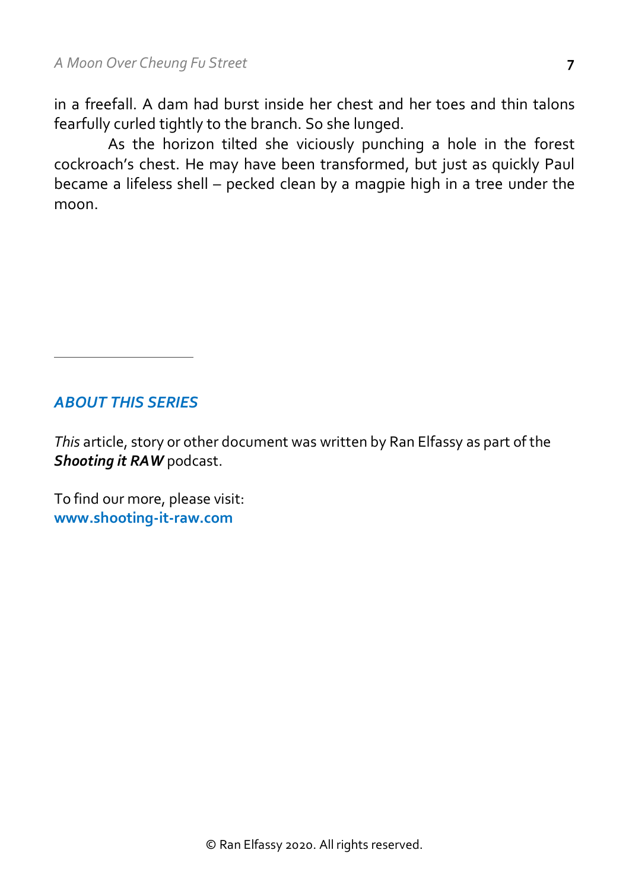in a freefall. A dam had burst inside her chest and her toes and thin talons fearfully curled tightly to the branch. So she lunged.

As the horizon tilted she viciously punching a hole in the forest cockroach's chest. He may have been transformed, but just as quickly Paul became a lifeless shell – pecked clean by a magpie high in a tree under the moon.

---

### *ABOUT THIS SERIES*

*This* article, story or other document was written by Ran Elfassy as part of the ***Shooting it RAW*** podcast.

To find our more, please visit:
**www.shooting-it-raw.com**

© Ran Elfassy 2020. All rights reserved.